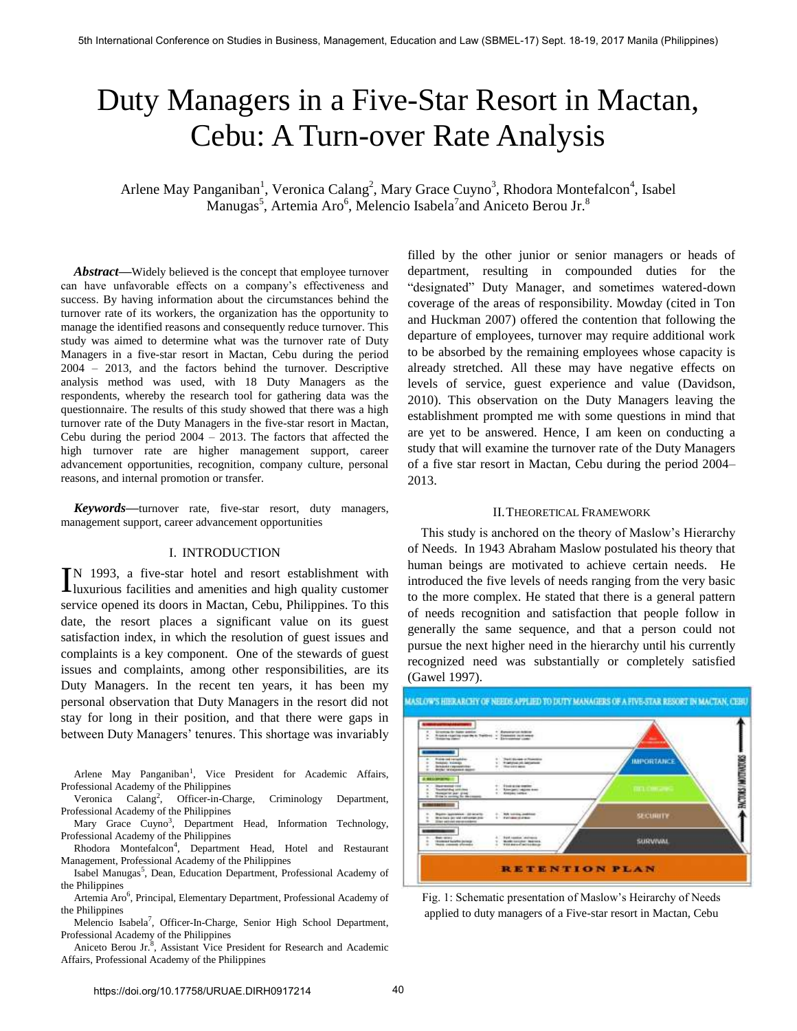# Duty Managers in a Five-Star Resort in Mactan, Cebu: A Turn-over Rate Analysis

Arlene May Panganiban[1], Veronica Calang[2], Mary Grace Cuyno[3], Rhodora Montefalcon[4], Isabel Manugas[5], Artemia Aro[6], Melencio Isabela[7] and Aniceto Berou Jr.[8]

***Abstract*—**Widely believed is the concept that employee turnover can have unfavorable effects on a company's effectiveness and success. By having information about the circumstances behind the turnover rate of its workers, the organization has the opportunity to manage the identified reasons and consequently reduce turnover. This study was aimed to determine what was the turnover rate of Duty Managers in a five-star resort in Mactan, Cebu during the period 2004 – 2013, and the factors behind the turnover. Descriptive analysis method was used, with 18 Duty Managers as the respondents, whereby the research tool for gathering data was the questionnaire. The results of this study showed that there was a high turnover rate of the Duty Managers in the five-star resort in Mactan, Cebu during the period 2004 – 2013. The factors that affected the high turnover rate are higher management support, career advancement opportunities, recognition, company culture, personal reasons, and internal promotion or transfer.

***Keywords*—**turnover rate, five-star resort, duty managers, management support, career advancement opportunities

## I. INTRODUCTION

IN 1993, a five-star hotel and resort establishment with luxurious facilities and amenities and high quality customer service opened its doors in Mactan, Cebu, Philippines. To this date, the resort places a significant value on its guest satisfaction index, in which the resolution of guest issues and complaints is a key component. One of the stewards of guest issues and complaints, among other responsibilities, are its Duty Managers. In the recent ten years, it has been my personal observation that Duty Managers in the resort did not stay for long in their position, and that there were gaps in between Duty Managers' tenures. This shortage was invariably filled by the other junior or senior managers or heads of department, resulting in compounded duties for the "designated" Duty Manager, and sometimes watered-down coverage of the areas of responsibility. Mowday (cited in Ton and Huckman 2007) offered the contention that following the departure of employees, turnover may require additional work to be absorbed by the remaining employees whose capacity is already stretched. All these may have negative effects on levels of service, guest experience and value (Davidson, 2010). This observation on the Duty Managers leaving the establishment prompted me with some questions in mind that are yet to be answered. Hence, I am keen on conducting a study that will examine the turnover rate of the Duty Managers of a five star resort in Mactan, Cebu during the period 2004–2013.

Arlene May Panganiban[1], Vice President for Academic Affairs, Professional Academy of the Philippines

Veronica Calang[2], Officer-in-Charge, Criminology Department, Professional Academy of the Philippines

Mary Grace Cuyno[3], Department Head, Information Technology, Professional Academy of the Philippines

Rhodora Montefalcon[4], Department Head, Hotel and Restaurant Management, Professional Academy of the Philippines

Isabel Manugas[5], Dean, Education Department, Professional Academy of the Philippines

Artemia Aro[6], Principal, Elementary Department, Professional Academy of the Philippines

Melencio Isabela[7], Officer-In-Charge, Senior High School Department, Professional Academy of the Philippines

Aniceto Berou Jr.[8], Assistant Vice President for Research and Academic Affairs, Professional Academy of the Philippines

## II. THEORETICAL FRAMEWORK

This study is anchored on the theory of Maslow's Hierarchy of Needs. In 1943 Abraham Maslow postulated his theory that human beings are motivated to achieve certain needs. He introduced the five levels of needs ranging from the very basic to the more complex. He stated that there is a general pattern of needs recognition and satisfaction that people follow in generally the same sequence, and that a person could not pursue the next higher need in the hierarchy until his currently recognized need was substantially or completely satisfied (Gawel 1997).

Fig. 1: Schematic presentation of Maslow's Heirarchy of Needs applied to duty managers of a Five-star resort in Mactan, Cebu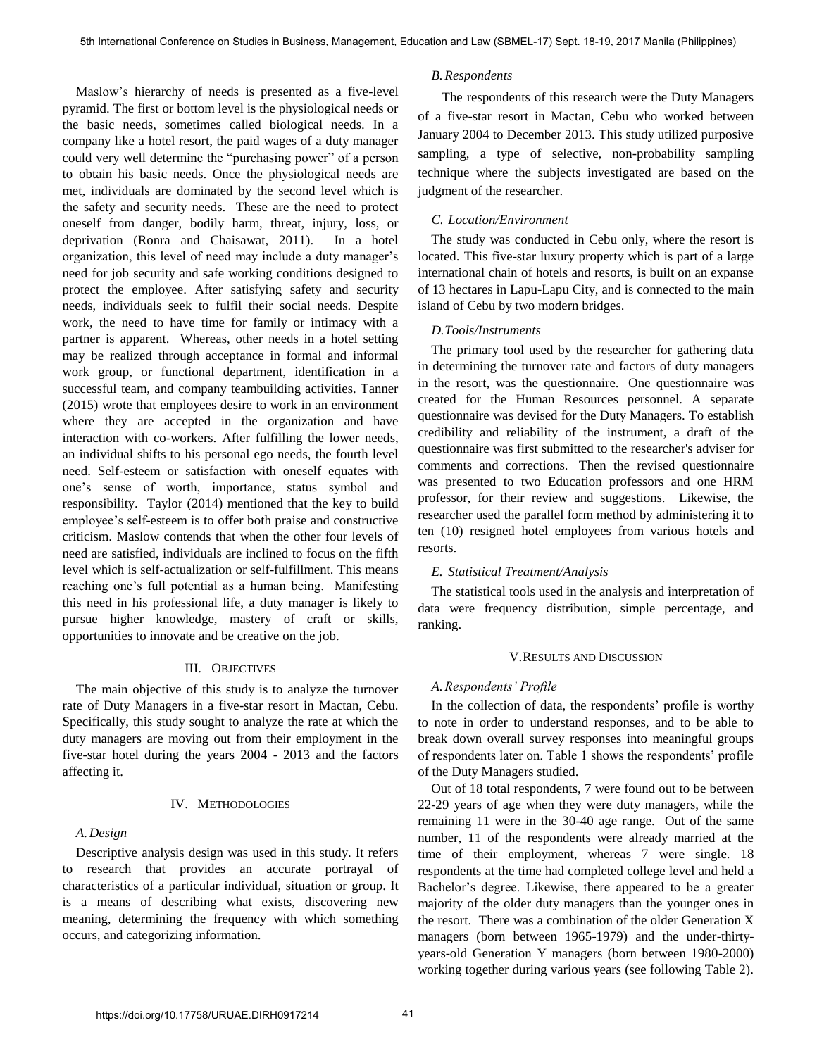Maslow's hierarchy of needs is presented as a five-level pyramid. The first or bottom level is the physiological needs or the basic needs, sometimes called biological needs. In a company like a hotel resort, the paid wages of a duty manager could very well determine the "purchasing power" of a person to obtain his basic needs. Once the physiological needs are met, individuals are dominated by the second level which is the safety and security needs. These are the need to protect oneself from danger, bodily harm, threat, injury, loss, or deprivation (Ronra and Chaisawat, 2011). In a hotel organization, this level of need may include a duty manager's need for job security and safe working conditions designed to protect the employee. After satisfying safety and security needs, individuals seek to fulfil their social needs. Despite work, the need to have time for family or intimacy with a partner is apparent. Whereas, other needs in a hotel setting may be realized through acceptance in formal and informal work group, or functional department, identification in a successful team, and company teambuilding activities. Tanner (2015) wrote that employees desire to work in an environment where they are accepted in the organization and have interaction with co-workers. After fulfilling the lower needs, an individual shifts to his personal ego needs, the fourth level need. Self-esteem or satisfaction with oneself equates with one's sense of worth, importance, status symbol and responsibility. Taylor (2014) mentioned that the key to build employee's self-esteem is to offer both praise and constructive criticism. Maslow contends that when the other four levels of need are satisfied, individuals are inclined to focus on the fifth level which is self-actualization or self-fulfillment. This means reaching one's full potential as a human being. Manifesting this need in his professional life, a duty manager is likely to pursue higher knowledge, mastery of craft or skills, opportunities to innovate and be creative on the job.

## III. Objectives

The main objective of this study is to analyze the turnover rate of Duty Managers in a five-star resort in Mactan, Cebu. Specifically, this study sought to analyze the rate at which the duty managers are moving out from their employment in the five-star hotel during the years 2004 - 2013 and the factors affecting it.

## IV. Methodologies

### *A. Design*

Descriptive analysis design was used in this study. It refers to research that provides an accurate portrayal of characteristics of a particular individual, situation or group. It is a means of describing what exists, discovering new meaning, determining the frequency with which something occurs, and categorizing information.

### *B. Respondents*

The respondents of this research were the Duty Managers of a five-star resort in Mactan, Cebu who worked between January 2004 to December 2013. This study utilized purposive sampling, a type of selective, non-probability sampling technique where the subjects investigated are based on the judgment of the researcher.

### *C. Location/Environment*

The study was conducted in Cebu only, where the resort is located. This five-star luxury property which is part of a large international chain of hotels and resorts, is built on an expanse of 13 hectares in Lapu-Lapu City, and is connected to the main island of Cebu by two modern bridges.

### *D. Tools/Instruments*

The primary tool used by the researcher for gathering data in determining the turnover rate and factors of duty managers in the resort, was the questionnaire. One questionnaire was created for the Human Resources personnel. A separate questionnaire was devised for the Duty Managers. To establish credibility and reliability of the instrument, a draft of the questionnaire was first submitted to the researcher's adviser for comments and corrections. Then the revised questionnaire was presented to two Education professors and one HRM professor, for their review and suggestions. Likewise, the researcher used the parallel form method by administering it to ten (10) resigned hotel employees from various hotels and resorts.

### *E. Statistical Treatment/Analysis*

The statistical tools used in the analysis and interpretation of data were frequency distribution, simple percentage, and ranking.

## V. Results and Discussion

### *A. Respondents' Profile*

In the collection of data, the respondents' profile is worthy to note in order to understand responses, and to be able to break down overall survey responses into meaningful groups of respondents later on. Table 1 shows the respondents' profile of the Duty Managers studied.

Out of 18 total respondents, 7 were found out to be between 22-29 years of age when they were duty managers, while the remaining 11 were in the 30-40 age range. Out of the same number, 11 of the respondents were already married at the time of their employment, whereas 7 were single. 18 respondents at the time had completed college level and held a Bachelor's degree. Likewise, there appeared to be a greater majority of the older duty managers than the younger ones in the resort. There was a combination of the older Generation X managers (born between 1965-1979) and the under-thirty-years-old Generation Y managers (born between 1980-2000) working together during various years (see following Table 2).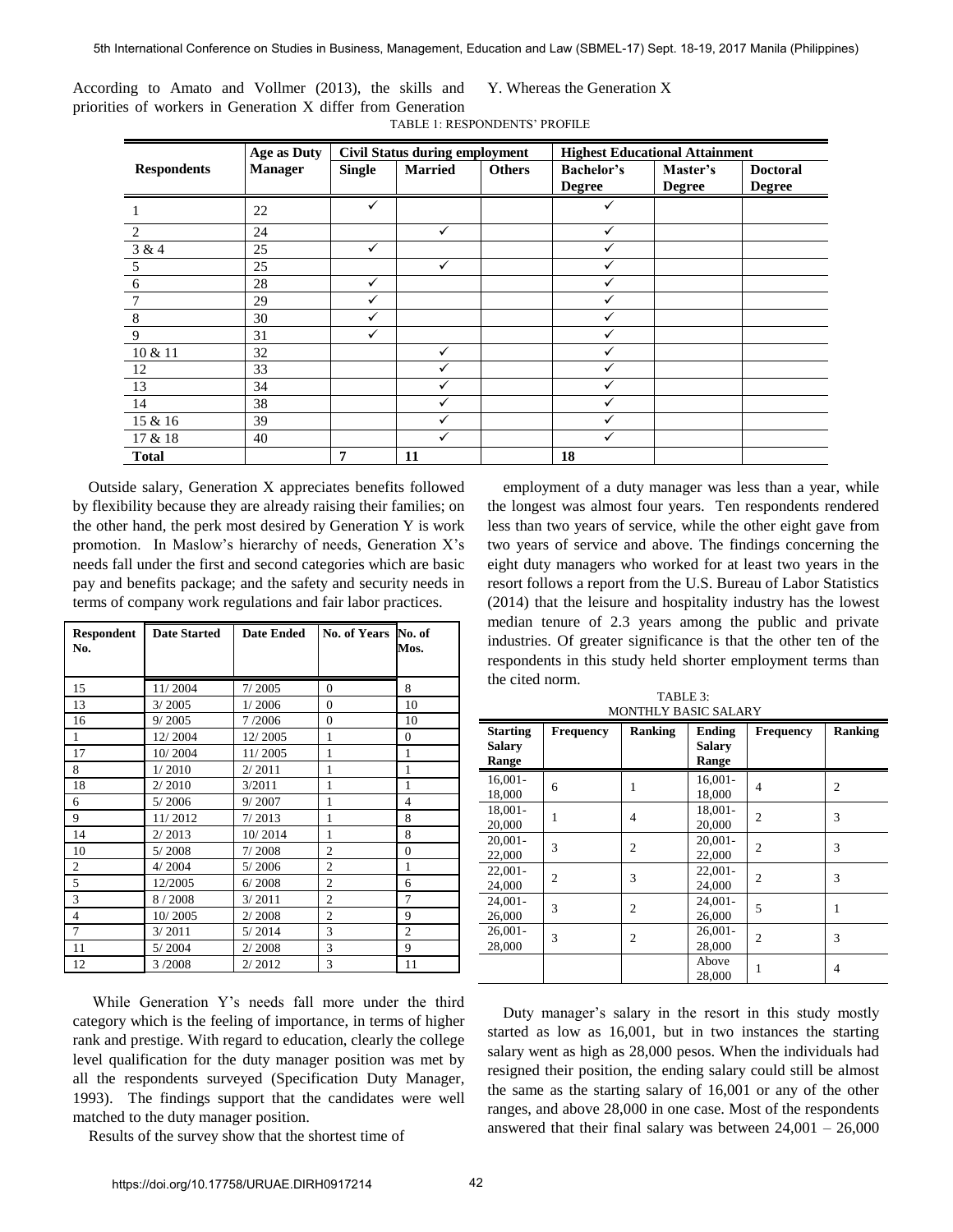According to Amato and Vollmer (2013), the skills and priorities of workers in Generation X differ from Generation Y. Whereas the Generation X

TABLE 1: RESPONDENTS' PROFILE

| Respondents | Age as Duty Manager | Civil Status during employment | | | Highest Educational Attainment | | |
|---|---|---|---|---|---|---|---|
| | | Single | Married | Others | Bachelor's Degree | Master's Degree | Doctoral Degree |
| 1 | 22 | ✓ | | | ✓ | | |
| 2 | 24 | | ✓ | | ✓ | | |
| 3 & 4 | 25 | ✓ | | | ✓ | | |
| 5 | 25 | | ✓ | | ✓ | | |
| 6 | 28 | ✓ | | | ✓ | | |
| 7 | 29 | ✓ | | | ✓ | | |
| 8 | 30 | ✓ | | | ✓ | | |
| 9 | 31 | ✓ | | | ✓ | | |
| 10 & 11 | 32 | | ✓ | | ✓ | | |
| 12 | 33 | | ✓ | | ✓ | | |
| 13 | 34 | | ✓ | | ✓ | | |
| 14 | 38 | | ✓ | | ✓ | | |
| 15 & 16 | 39 | | ✓ | | ✓ | | |
| 17 & 18 | 40 | | ✓ | | ✓ | | |
| **Total** | | **7** | **11** | | **18** | | |

Outside salary, Generation X appreciates benefits followed by flexibility because they are already raising their families; on the other hand, the perk most desired by Generation Y is work promotion. In Maslow's hierarchy of needs, Generation X's needs fall under the first and second categories which are basic pay and benefits package; and the safety and security needs in terms of company work regulations and fair labor practices.

| Respondent No. | Date Started | Date Ended | No. of Years | No. of Mos. |
|---|---|---|---|---|
| 15 | 11/ 2004 | 7/ 2005 | 0 | 8 |
| 13 | 3/ 2005 | 1/ 2006 | 0 | 10 |
| 16 | 9/ 2005 | 7 /2006 | 0 | 10 |
| 1 | 12/ 2004 | 12/ 2005 | 1 | 0 |
| 17 | 10/ 2004 | 11/ 2005 | 1 | 1 |
| 8 | 1/ 2010 | 2/ 2011 | 1 | 1 |
| 18 | 2/ 2010 | 3/2011 | 1 | 1 |
| 6 | 5/ 2006 | 9/ 2007 | 1 | 4 |
| 9 | 11/ 2012 | 7/ 2013 | 1 | 8 |
| 14 | 2/ 2013 | 10/ 2014 | 1 | 8 |
| 10 | 5/ 2008 | 7/ 2008 | 2 | 0 |
| 2 | 4/ 2004 | 5/ 2006 | 2 | 1 |
| 5 | 12/2005 | 6/ 2008 | 2 | 6 |
| 3 | 8 / 2008 | 3/ 2011 | 2 | 7 |
| 4 | 10/ 2005 | 2/ 2008 | 2 | 9 |
| 7 | 3/ 2011 | 5/ 2014 | 3 | 2 |
| 11 | 5/ 2004 | 2/ 2008 | 3 | 9 |
| 12 | 3 /2008 | 2/ 2012 | 3 | 11 |

While Generation Y's needs fall more under the third category which is the feeling of importance, in terms of higher rank and prestige. With regard to education, clearly the college level qualification for the duty manager position was met by all the respondents surveyed (Specification Duty Manager, 1993). The findings support that the candidates were well matched to the duty manager position.

Results of the survey show that the shortest time of employment of a duty manager was less than a year, while the longest was almost four years. Ten respondents rendered less than two years of service, while the other eight gave from two years of service and above. The findings concerning the eight duty managers who worked for at least two years in the resort follows a report from the U.S. Bureau of Labor Statistics (2014) that the leisure and hospitality industry has the lowest median tenure of 2.3 years among the public and private industries. Of greater significance is that the other ten of the respondents in this study held shorter employment terms than the cited norm.

TABLE 3:
MONTHLY BASIC SALARY

| Starting Salary Range | Frequency | Ranking | Ending Salary Range | Frequency | Ranking |
|---|---|---|---|---|---|
| 16,001-18,000 | 6 | 1 | 16,001-18,000 | 4 | 2 |
| 18,001-20,000 | 1 | 4 | 18,001-20,000 | 2 | 3 |
| 20,001-22,000 | 3 | 2 | 20,001-22,000 | 2 | 3 |
| 22,001-24,000 | 2 | 3 | 22,001-24,000 | 2 | 3 |
| 24,001-26,000 | 3 | 2 | 24,001-26,000 | 5 | 1 |
| 26,001-28,000 | 3 | 2 | 26,001-28,000 | 2 | 3 |
| | | | Above 28,000 | 1 | 4 |

Duty manager's salary in the resort in this study mostly started as low as 16,001, but in two instances the starting salary went as high as 28,000 pesos. When the individuals had resigned their position, the ending salary could still be almost the same as the starting salary of 16,001 or any of the other ranges, and above 28,000 in one case. Most of the respondents answered that their final salary was between 24,001 – 26,000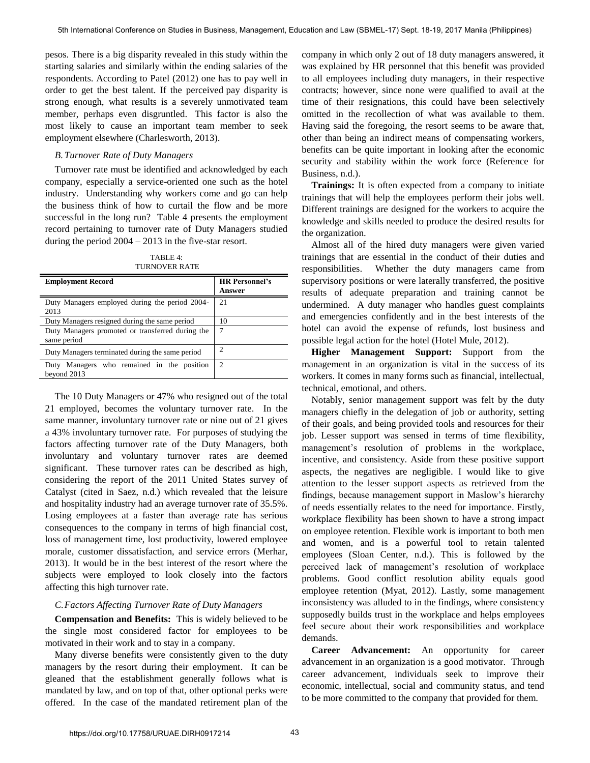pesos. There is a big disparity revealed in this study within the starting salaries and similarly within the ending salaries of the respondents. According to Patel (2012) one has to pay well in order to get the best talent. If the perceived pay disparity is strong enough, what results is a severely unmotivated team member, perhaps even disgruntled. This factor is also the most likely to cause an important team member to seek employment elsewhere (Charlesworth, 2013).

### *B. Turnover Rate of Duty Managers*

Turnover rate must be identified and acknowledged by each company, especially a service-oriented one such as the hotel industry. Understanding why workers come and go can help the business think of how to curtail the flow and be more successful in the long run? Table 4 presents the employment record pertaining to turnover rate of Duty Managers studied during the period 2004 – 2013 in the five-star resort.

TABLE 4:
TURNOVER RATE

| Employment Record | HR Personnel's Answer |
|---|---|
| Duty Managers employed during the period 2004-2013 | 21 |
| Duty Managers resigned during the same period | 10 |
| Duty Managers promoted or transferred during the same period | 7 |
| Duty Managers terminated during the same period | 2 |
| Duty Managers who remained in the position beyond 2013 | 2 |

The 10 Duty Managers or 47% who resigned out of the total 21 employed, becomes the voluntary turnover rate. In the same manner, involuntary turnover rate or nine out of 21 gives a 43% involuntary turnover rate. For purposes of studying the factors affecting turnover rate of the Duty Managers, both involuntary and voluntary turnover rates are deemed significant. These turnover rates can be described as high, considering the report of the 2011 United States survey of Catalyst (cited in Saez, n.d.) which revealed that the leisure and hospitality industry had an average turnover rate of 35.5%. Losing employees at a faster than average rate has serious consequences to the company in terms of high financial cost, loss of management time, lost productivity, lowered employee morale, customer dissatisfaction, and service errors (Merhar, 2013). It would be in the best interest of the resort where the subjects were employed to look closely into the factors affecting this high turnover rate.

### *C. Factors Affecting Turnover Rate of Duty Managers*

**Compensation and Benefits:** This is widely believed to be the single most considered factor for employees to be motivated in their work and to stay in a company.

Many diverse benefits were consistently given to the duty managers by the resort during their employment. It can be gleaned that the establishment generally follows what is mandated by law, and on top of that, other optional perks were offered. In the case of the mandated retirement plan of the company in which only 2 out of 18 duty managers answered, it was explained by HR personnel that this benefit was provided to all employees including duty managers, in their respective contracts; however, since none were qualified to avail at the time of their resignations, this could have been selectively omitted in the recollection of what was available to them. Having said the foregoing, the resort seems to be aware that, other than being an indirect means of compensating workers, benefits can be quite important in looking after the economic security and stability within the work force (Reference for Business, n.d.).

**Trainings:** It is often expected from a company to initiate trainings that will help the employees perform their jobs well. Different trainings are designed for the workers to acquire the knowledge and skills needed to produce the desired results for the organization.

Almost all of the hired duty managers were given varied trainings that are essential in the conduct of their duties and responsibilities. Whether the duty managers came from supervisory positions or were laterally transferred, the positive results of adequate preparation and training cannot be undermined. A duty manager who handles guest complaints and emergencies confidently and in the best interests of the hotel can avoid the expense of refunds, lost business and possible legal action for the hotel (Hotel Mule, 2012).

**Higher Management Support:** Support from the management in an organization is vital in the success of its workers. It comes in many forms such as financial, intellectual, technical, emotional, and others.

Notably, senior management support was felt by the duty managers chiefly in the delegation of job or authority, setting of their goals, and being provided tools and resources for their job. Lesser support was sensed in terms of time flexibility, management's resolution of problems in the workplace, incentive, and consistency. Aside from these positive support aspects, the negatives are negligible. I would like to give attention to the lesser support aspects as retrieved from the findings, because management support in Maslow's hierarchy of needs essentially relates to the need for importance. Firstly, workplace flexibility has been shown to have a strong impact on employee retention. Flexible work is important to both men and women, and is a powerful tool to retain talented employees (Sloan Center, n.d.). This is followed by the perceived lack of management's resolution of workplace problems. Good conflict resolution ability equals good employee retention (Myat, 2012). Lastly, some management inconsistency was alluded to in the findings, where consistency supposedly builds trust in the workplace and helps employees feel secure about their work responsibilities and workplace demands.

**Career Advancement:** An opportunity for career advancement in an organization is a good motivator. Through career advancement, individuals seek to improve their economic, intellectual, social and community status, and tend to be more committed to the company that provided for them.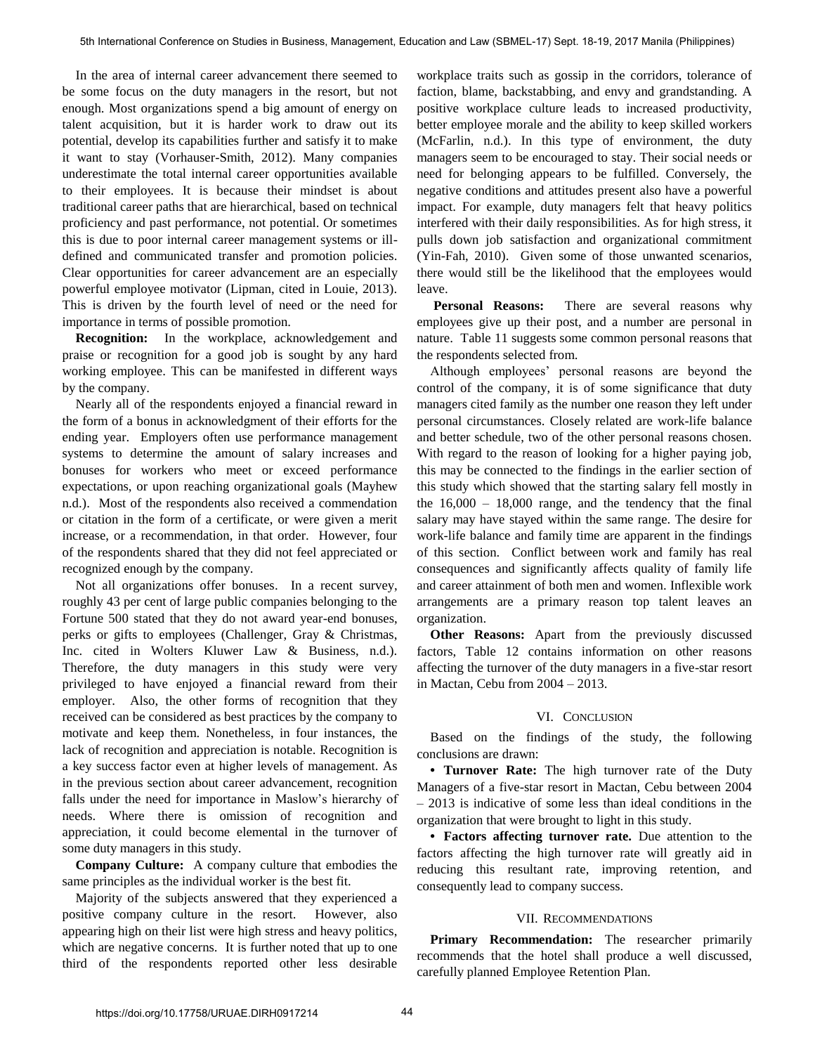In the area of internal career advancement there seemed to be some focus on the duty managers in the resort, but not enough. Most organizations spend a big amount of energy on talent acquisition, but it is harder work to draw out its potential, develop its capabilities further and satisfy it to make it want to stay (Vorhauser-Smith, 2012). Many companies underestimate the total internal career opportunities available to their employees. It is because their mindset is about traditional career paths that are hierarchical, based on technical proficiency and past performance, not potential. Or sometimes this is due to poor internal career management systems or ill-defined and communicated transfer and promotion policies. Clear opportunities for career advancement are an especially powerful employee motivator (Lipman, cited in Louie, 2013). This is driven by the fourth level of need or the need for importance in terms of possible promotion.

**Recognition:** In the workplace, acknowledgement and praise or recognition for a good job is sought by any hard working employee. This can be manifested in different ways by the company.

Nearly all of the respondents enjoyed a financial reward in the form of a bonus in acknowledgment of their efforts for the ending year. Employers often use performance management systems to determine the amount of salary increases and bonuses for workers who meet or exceed performance expectations, or upon reaching organizational goals (Mayhew n.d.). Most of the respondents also received a commendation or citation in the form of a certificate, or were given a merit increase, or a recommendation, in that order. However, four of the respondents shared that they did not feel appreciated or recognized enough by the company.

Not all organizations offer bonuses. In a recent survey, roughly 43 per cent of large public companies belonging to the Fortune 500 stated that they do not award year-end bonuses, perks or gifts to employees (Challenger, Gray & Christmas, Inc. cited in Wolters Kluwer Law & Business, n.d.). Therefore, the duty managers in this study were very privileged to have enjoyed a financial reward from their employer. Also, the other forms of recognition that they received can be considered as best practices by the company to motivate and keep them. Nonetheless, in four instances, the lack of recognition and appreciation is notable. Recognition is a key success factor even at higher levels of management. As in the previous section about career advancement, recognition falls under the need for importance in Maslow's hierarchy of needs. Where there is omission of recognition and appreciation, it could become elemental in the turnover of some duty managers in this study.

**Company Culture:** A company culture that embodies the same principles as the individual worker is the best fit.

Majority of the subjects answered that they experienced a positive company culture in the resort. However, also appearing high on their list were high stress and heavy politics, which are negative concerns. It is further noted that up to one third of the respondents reported other less desirable workplace traits such as gossip in the corridors, tolerance of faction, blame, backstabbing, and envy and grandstanding. A positive workplace culture leads to increased productivity, better employee morale and the ability to keep skilled workers (McFarlin, n.d.). In this type of environment, the duty managers seem to be encouraged to stay. Their social needs or need for belonging appears to be fulfilled. Conversely, the negative conditions and attitudes present also have a powerful impact. For example, duty managers felt that heavy politics interfered with their daily responsibilities. As for high stress, it pulls down job satisfaction and organizational commitment (Yin-Fah, 2010). Given some of those unwanted scenarios, there would still be the likelihood that the employees would leave.

**Personal Reasons:** There are several reasons why employees give up their post, and a number are personal in nature. Table 11 suggests some common personal reasons that the respondents selected from.

Although employees' personal reasons are beyond the control of the company, it is of some significance that duty managers cited family as the number one reason they left under personal circumstances. Closely related are work-life balance and better schedule, two of the other personal reasons chosen. With regard to the reason of looking for a higher paying job, this may be connected to the findings in the earlier section of this study which showed that the starting salary fell mostly in the 16,000 – 18,000 range, and the tendency that the final salary may have stayed within the same range. The desire for work-life balance and family time are apparent in the findings of this section. Conflict between work and family has real consequences and significantly affects quality of family life and career attainment of both men and women. Inflexible work arrangements are a primary reason top talent leaves an organization.

**Other Reasons:** Apart from the previously discussed factors, Table 12 contains information on other reasons affecting the turnover of the duty managers in a five-star resort in Mactan, Cebu from 2004 – 2013.

## VI. Conclusion

Based on the findings of the study, the following conclusions are drawn:

- **Turnover Rate:** The high turnover rate of the Duty Managers of a five-star resort in Mactan, Cebu between 2004 – 2013 is indicative of some less than ideal conditions in the organization that were brought to light in this study.
- **Factors affecting turnover rate.** Due attention to the factors affecting the high turnover rate will greatly aid in reducing this resultant rate, improving retention, and consequently lead to company success.

## VII. Recommendations

**Primary Recommendation:** The researcher primarily recommends that the hotel shall produce a well discussed, carefully planned Employee Retention Plan.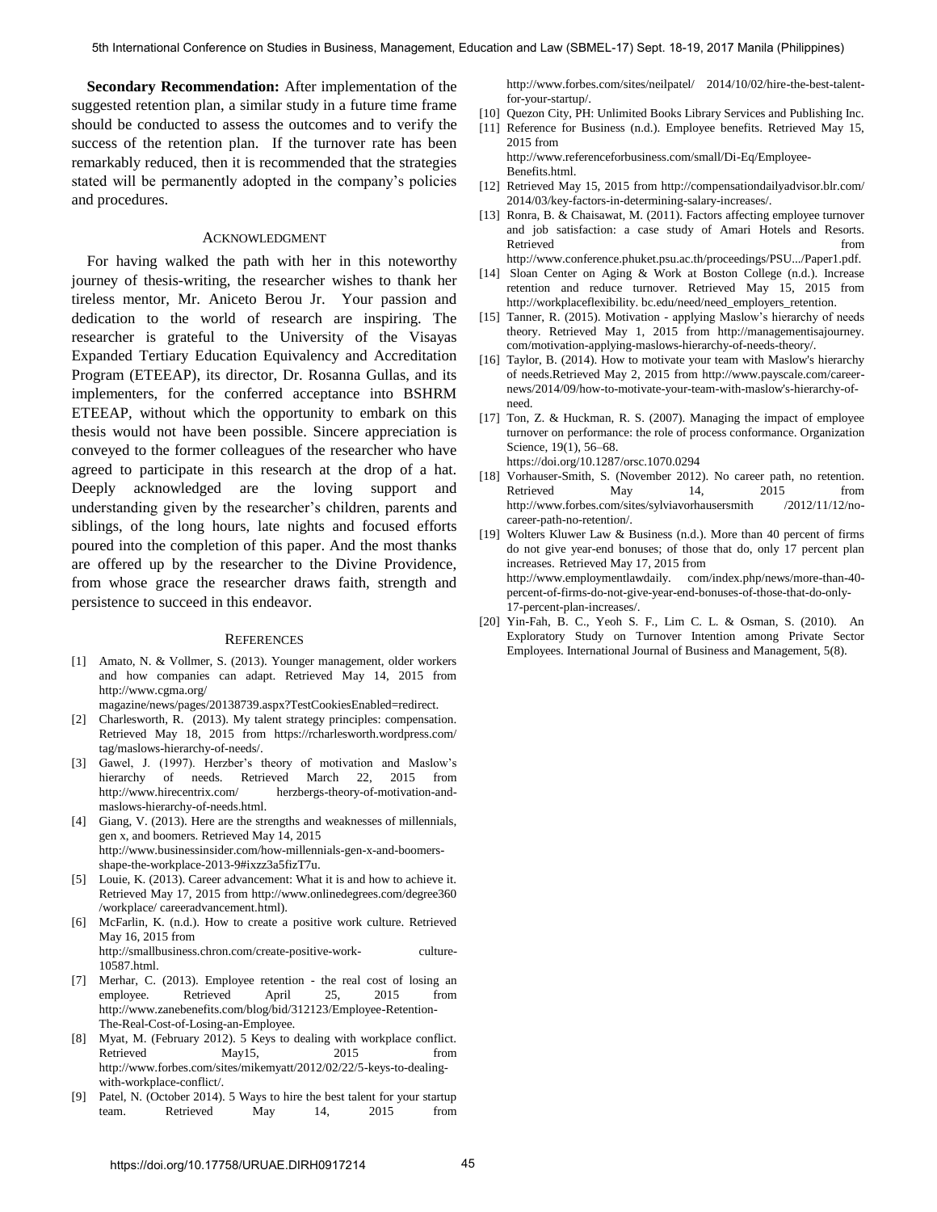**Secondary Recommendation:** After implementation of the suggested retention plan, a similar study in a future time frame should be conducted to assess the outcomes and to verify the success of the retention plan. If the turnover rate has been remarkably reduced, then it is recommended that the strategies stated will be permanently adopted in the company's policies and procedures.

## ACKNOWLEDGMENT

For having walked the path with her in this noteworthy journey of thesis-writing, the researcher wishes to thank her tireless mentor, Mr. Aniceto Berou Jr. Your passion and dedication to the world of research are inspiring. The researcher is grateful to the University of the Visayas Expanded Tertiary Education Equivalency and Accreditation Program (ETEEAP), its director, Dr. Rosanna Gullas, and its implementers, for the conferred acceptance into BSHRM ETEEAP, without which the opportunity to embark on this thesis would not have been possible. Sincere appreciation is conveyed to the former colleagues of the researcher who have agreed to participate in this research at the drop of a hat. Deeply acknowledged are the loving support and understanding given by the researcher's children, parents and siblings, of the long hours, late nights and focused efforts poured into the completion of this paper. And the most thanks are offered up by the researcher to the Divine Providence, from whose grace the researcher draws faith, strength and persistence to succeed in this endeavor.

## REFERENCES

[1] Amato, N. & Vollmer, S. (2013). Younger management, older workers and how companies can adapt. Retrieved May 14, 2015 from http://www.cgma.org/ magazine/news/pages/20138739.aspx?TestCookiesEnabled=redirect.

[2] Charlesworth, R. (2013). My talent strategy principles: compensation. Retrieved May 18, 2015 from https://rcharlesworth.wordpress.com/ tag/maslows-hierarchy-of-needs/.

[3] Gawel, J. (1997). Herzber's theory of motivation and Maslow's hierarchy of needs. Retrieved March 22, 2015 from http://www.hirecentrix.com/ herzbergs-theory-of-motivation-and-maslows-hierarchy-of-needs.html.

[4] Giang, V. (2013). Here are the strengths and weaknesses of millennials, gen x, and boomers. Retrieved May 14, 2015 http://www.businessinsider.com/how-millennials-gen-x-and-boomers-shape-the-workplace-2013-9#ixzz3a5fizT7u.

[5] Louie, K. (2013). Career advancement: What it is and how to achieve it. Retrieved May 17, 2015 from http://www.onlinedegrees.com/degree360 /workplace/ careeradvancement.html).

[6] McFarlin, K. (n.d.). How to create a positive work culture. Retrieved May 16, 2015 from http://smallbusiness.chron.com/create-positive-work- culture-10587.html.

[7] Merhar, C. (2013). Employee retention - the real cost of losing an employee. Retrieved April 25, 2015 from http://www.zanebenefits.com/blog/bid/312123/Employee-Retention-The-Real-Cost-of-Losing-an-Employee.

[8] Myat, M. (February 2012). 5 Keys to dealing with workplace conflict. Retrieved May15, 2015 from http://www.forbes.com/sites/mikemyatt/2012/02/22/5-keys-to-dealing-with-workplace-conflict/.

[9] Patel, N. (October 2014). 5 Ways to hire the best talent for your startup team. Retrieved May 14, 2015 from http://www.forbes.com/sites/neilpatel/ 2014/10/02/hire-the-best-talent-for-your-startup/.

[10] Quezon City, PH: Unlimited Books Library Services and Publishing Inc.

[11] Reference for Business (n.d.). Employee benefits. Retrieved May 15, 2015 from http://www.referenceforbusiness.com/small/Di-Eq/Employee-Benefits.html.

[12] Retrieved May 15, 2015 from http://compensationdailyadvisor.blr.com/ 2014/03/key-factors-in-determining-salary-increases/.

[13] Ronra, B. & Chaisawat, M. (2011). Factors affecting employee turnover and job satisfaction: a case study of Amari Hotels and Resorts. Retrieved from http://www.conference.phuket.psu.ac.th/proceedings/PSU.../Paper1.pdf.

[14] Sloan Center on Aging & Work at Boston College (n.d.). Increase retention and reduce turnover. Retrieved May 15, 2015 from http://workplaceflexibility. bc.edu/need/need_employers_retention.

[15] Tanner, R. (2015). Motivation - applying Maslow's hierarchy of needs theory. Retrieved May 1, 2015 from http://managementisajourney. com/motivation-applying-maslows-hierarchy-of-needs-theory/.

[16] Taylor, B. (2014). How to motivate your team with Maslow's hierarchy of needs.Retrieved May 2, 2015 from http://www.payscale.com/career-news/2014/09/how-to-motivate-your-team-with-maslow's-hierarchy-of-need.

[17] Ton, Z. & Huckman, R. S. (2007). Managing the impact of employee turnover on performance: the role of process conformance. Organization Science, 19(1), 56–68. https://doi.org/10.1287/orsc.1070.0294

[18] Vorhauser-Smith, S. (November 2012). No career path, no retention. Retrieved May 14, 2015 from http://www.forbes.com/sites/sylviavorhausersmith /2012/11/12/no-career-path-no-retention/.

[19] Wolters Kluwer Law & Business (n.d.). More than 40 percent of firms do not give year-end bonuses; of those that do, only 17 percent plan increases. Retrieved May 17, 2015 from http://www.employmentlawdaily. com/index.php/news/more-than-40-percent-of-firms-do-not-give-year-end-bonuses-of-those-that-do-only-17-percent-plan-increases/.

[20] Yin-Fah, B. C., Yeoh S. F., Lim C. L. & Osman, S. (2010). An Exploratory Study on Turnover Intention among Private Sector Employees. International Journal of Business and Management, 5(8).